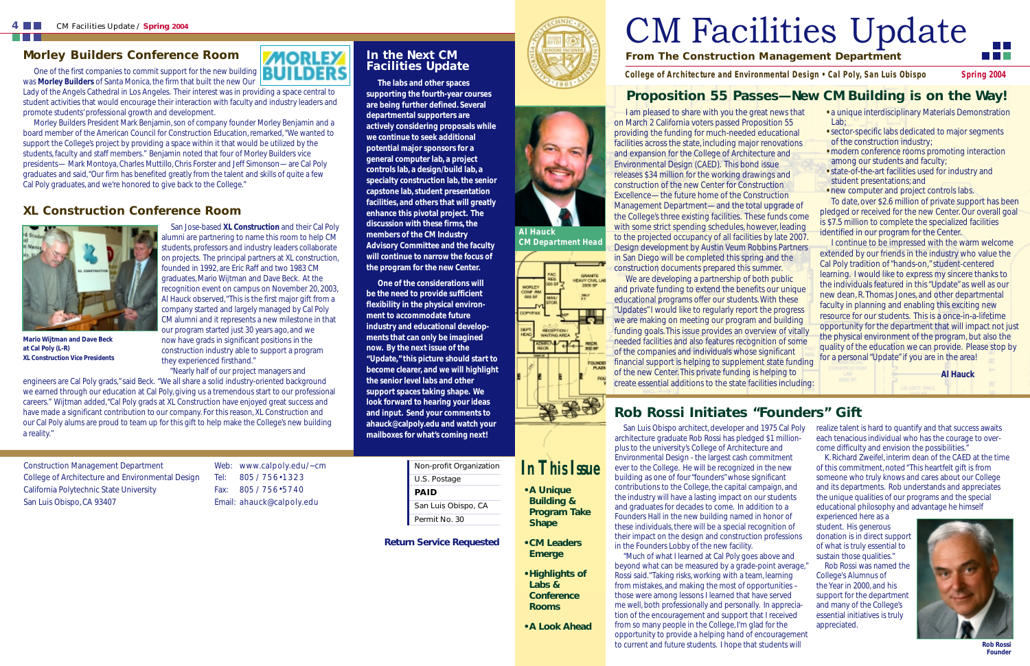# CM Facilities Update

**From The Construction Management Department**

**College of Architecture and Environmental Design • Cal Poly, San Luis Obispo** **Spring 2004**

## Proposition 55 Passes—New CM Building is on the Way!

I am pleased to share with you the great news that on March 2 California voters passed Proposition 55 providing the funding for much-needed educational facilities across the state, including major renovations and expansion for the College of Architecture and Environmental Design (CAED). This bond issue releases $34 million for the working drawings and construction of the new Center for Construction Excellence— the future home of the Construction Management Department— and the total upgrade of the College's three existing facilities. These funds come with some strict spending schedules, however, leading to the projected occupancy of all facilities by late 2007. Design development by Austin Veum Robbins Partners in San Diego will be completed this spring and the construction documents prepared this summer.

We are developing a partnership of both public and private funding to extend the benefits our unique educational programs offer our students. With these "Updates" I would like to regularly report the progress we are making on meeting our program and building funding goals. This issue provides an overview of vitally needed facilities and also features recognition of some of the companies and individuals whose significant financial support is helping to supplement state funding of the new Center. This private funding is helping to create essential additions to the state facilities including:

- a unique interdisciplinary Materials Demonstration Lab;
- sector-specific labs dedicated to major segments of the construction industry;
- modern conference rooms promoting interaction among our students and faculty;
- state-of-the-art facilities used for industry and student presentations; and
- new computer and project controls labs.

To date, over $2.6 million of private support has been pledged or received for the new Center. Our overall goal is $7.5 million to complete the specialized facilities identified in our program for the Center.

I continue to be impressed with the warm welcome extended by our friends in the industry who value the Cal Poly tradition of "hands-on," student-centered learning. I would like to express my sincere thanks to the individuals featured in this "Update" as well as our new dean, R. Thomas Jones, and other departmental faculty in planning and enabling this exciting new resource for our students. This is a once-in-a-lifetime opportunity for the department that will impact not just the physical environment of the program, but also the quality of the education we can provide. Please stop by for a personal "Update" if you are in the area!

**Al Hauck**

**Al Hauck**
**CM Department Head**

## Rob Rossi Initiates "Founders" Gift

San Luis Obispo architect, developer and 1975 Cal Poly architecture graduate Rob Rossi has pledged $1 million-plus to the university's College of Architecture and Environmental Design - the largest cash commitment ever to the College. He will be recognized in the new building as one of four "founders" whose significant contributions to the College, the capital campaign, and the industry will have a lasting impact on our students and graduates for decades to come. In addition to a Founders Hall in the new building named in honor of these individuals, there will be a special recognition of their impact on the design and construction professions in the Founders Lobby of the new facility.

"Much of what I learned at Cal Poly goes above and beyond what can be measured by a grade-point average," Rossi said. "Taking risks, working with a team, learning from mistakes, and making the most of opportunities – those were among lessons I learned that have served me well, both professionally and personally. In appreciation of the encouragement and support that I received from so many people in the College, I'm glad for the opportunity to provide a helping hand of encouragement to current and future students. I hope that students will realize that talent is hard to quantify and that success awaits each tenacious individual who has the courage to overcome difficulty and envision the possibilities."

K. Richard Zweifel, interim dean of the CAED at the time of this commitment, noted "This heartfelt gift is from someone who truly knows and cares about our College and its departments. Rob understands and appreciates the unique qualities of our programs and the special educational philosophy and advantage he himself experienced here as a student. His generous donation is in direct support of what is truly essential to sustain those qualities."

Rob Rossi was named the College's Alumnus of the Year in 2000, and his support for the department and many of the College's essential initiatives is truly appreciated.

**Rob Rossi**
**Founder**

## In This Issue

- **A Unique Building & Program Take Shape**
- **CM Leaders Emerge**
- **Highlights of Labs & Conference Rooms**
- **A Look Ahead**

## In the Next CM Facilities Update

**The labs and other spaces supporting the fourth-year courses are being further defined. Several departmental supporters are actively considering proposals while we continue to seek additional potential major sponsors for a general computer lab, a project controls lab, a design/build lab, a specialty construction lab, the senior capstone lab, student presentation facilities, and others that will greatly enhance this pivotal project. The discussion with these firms, the members of the CM Industry Advisory Committee and the faculty will continue to narrow the focus of the program for the new Center.**

**One of the considerations will be the need to provide sufficient flexibility in the physical environment to accommodate future industry and educational developments that can only be imagined now. By the next issue of the "Update," this picture should start to become clearer, and we will highlight the senior level labs and other support spaces taking shape. We look forward to hearing your ideas and input. Send your comments to ahauck@calpoly.edu and watch your mailboxes for what's coming next!**

## Morley Builders Conference Room

One of the first companies to commit support for the new building was **Morley Builders** of Santa Monica, the firm that built the new Our Lady of the Angels Cathedral in Los Angeles. Their interest was in providing a space central to student activities that would encourage their interaction with faculty and industry leaders and promote students' professional growth and development.

Morley Builders President Mark Benjamin, son of company founder Morley Benjamin and a board member of the American Council for Construction Education, remarked, "We wanted to support the College's project by providing a space within it that would be utilized by the students, faculty and staff members." Benjamin noted that four of Morley Builders vice presidents— Mark Montoya, Charles Muttillo, Chris Forster and Jeff Simonson— are Cal Poly graduates and said, "Our firm has benefited greatly from the talent and skills of quite a few Cal Poly graduates, and we're honored to give back to the College."

## XL Construction Conference Room

San Jose-based **XL Construction** and their Cal Poly alumni are partnering to name this room to help CM students, professors and industry leaders collaborate on projects. The principal partners at XL construction, founded in 1992, are Eric Raff and two 1983 CM graduates, Mario Wijtman and Dave Beck. At the recognition event on campus on November 20, 2003, Al Hauck observed, "This is the first major gift from a company started and largely managed by Cal Poly CM alumni and it represents a new milestone in that our program started just 30 years ago, and we now have grads in significant positions in the construction industry able to support a program they experienced firsthand."

"Nearly half of our project managers and engineers are Cal Poly grads," said Beck. "We all share a solid industry-oriented background we earned through our education at Cal Poly, giving us a tremendous start to our professional careers." Wijtman added, "Cal Poly grads at XL Construction have enjoyed great success and have made a significant contribution to our company. For this reason, XL Construction and our Cal Poly alums are proud to team up for this gift to help make the College's new building a reality."

**Mario Wijtman and Dave Beck at Cal Poly (L-R)**
**XL Construction Vice Presidents**

Construction Management Department
College of Architecture and Environmental Design
California Polytechnic State University
San Luis Obispo, CA 93407

Web: www.calpoly.edu/~cm
Tel: 805 / 756•1323
Fax: 805 / 756•5740
Email: ahauck@calpoly.edu

Non-profit Organization
U.S. Postage
**PAID**
San Luis Obispo, CA
Permit No. 30

**Return Service Requested**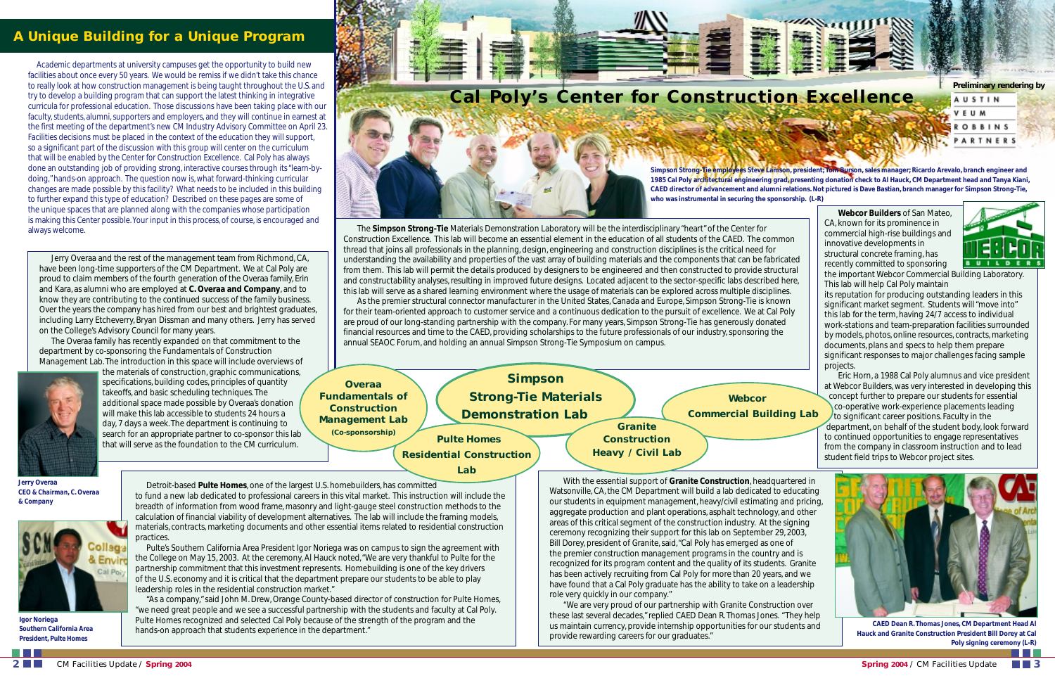## A Unique Building for a Unique Program

Academic departments at university campuses get the opportunity to build new facilities about once every 50 years. We would be remiss if we didn't take this chance to really look at how construction management is being taught throughout the U.S. and try to develop a building program that can support the latest thinking in integrative curricula for professional education. Those discussions have been taking place with our faculty, students, alumni, supporters and employers, and they will continue in earnest at the first meeting of the department's new CM Industry Advisory Committee on April 23. Facilities decisions must be placed in the context of the education they will support, so a significant part of the discussion with this group will center on the curriculum that will be enabled by the Center for Construction Excellence. Cal Poly has always done an outstanding job of providing strong, interactive courses through its "learn-by-doing," hands-on approach. The question now is, what forward-thinking curricular changes are made possible by this facility? What needs to be included in this building to further expand this type of education? Described on these pages are some of the unique spaces that are planned along with the companies whose participation is making this Center possible. Your input in this process, of course, is encouraged and always welcome.

# Cal Poly's Center for Construction Excellence

Preliminary rendering by AUSTIN VEUM ROBBINS PARTNERS

Simpson Strong-Tie employees Steve Lamson, president; Tom Burson, sales manager; Ricardo Arevalo, branch engineer and 1985 Cal Poly architectural engineering grad, presenting donation check to Al Hauck, CM Department head and Tanya Kiani, CAED director of advancement and alumni relations. Not pictured is Dave Bastian, branch manager for Simpson Strong-Tie, who was instrumental in securing the sponsorship. (L-R)

Jerry Overaa and the rest of the management team from Richmond, CA, have been long-time supporters of the CM Department. We at Cal Poly are proud to claim members of the fourth generation of the Overaa family, Erin and Kara, as alumni who are employed at **C. Overaa and Company**, and to know they are contributing to the continued success of the family business. Over the years the company has hired from our best and brightest graduates, including Larry Etcheverry, Bryan Dissman and many others. Jerry has served on the College's Advisory Council for many years.

The Overaa family has recently expanded on that commitment to the department by co-sponsoring the Fundamentals of Construction Management Lab. The introduction in this space will include overviews of the materials of construction, graphic communications, specifications, building codes, principles of quantity takeoffs, and basic scheduling techniques. The additional space made possible by Overaa's donation will make this lab accessible to students 24 hours a day, 7 days a week. The department is continuing to search for an appropriate partner to co-sponsor this lab that will serve as the foundation to the CM curriculum.

**Jerry Overaa**
**CEO & Chairman, C. Overaa & Company**

The **Simpson Strong-Tie** Materials Demonstration Laboratory will be the interdisciplinary "heart" of the Center for Construction Excellence. This lab will become an essential element in the education of all students of the CAED. The common thread that joins all professionals in the planning, design, engineering and construction disciplines is the critical need for understanding the availability and properties of the vast array of building materials and the components that can be fabricated from them. This lab will permit the details produced by designers to be engineered and then constructed to provide structural and constructability analyses, resulting in improved future designs. Located adjacent to the sector-specific labs described here, this lab will serve as a shared learning environment where the usage of materials can be explored across multiple disciplines.

As the premier structural connector manufacturer in the United States, Canada and Europe, Simpson Strong-Tie is known for their team-oriented approach to customer service and a continuous dedication to the pursuit of excellence. We at Cal Poly are proud of our long-standing partnership with the company. For many years, Simpson Strong-Tie has generously donated financial resources and time to the CAED, providing scholarships to the future professionals of our industry, sponsoring the annual SEAOC Forum, and holding an annual Simpson Strong-Tie Symposium on campus.

**Overaa Fundamentals of Construction Management Lab (Co-sponsorship)**

**Simpson Strong-Tie Materials Demonstration Lab**

**Webcor Commercial Building Lab**

**Pulte Homes Residential Construction Lab**

**Granite Construction Heavy / Civil Lab**

**Webcor Builders** of San Mateo, CA, known for its prominence in commercial high-rise buildings and innovative developments in structural concrete framing, has recently committed to sponsoring the important Webcor Commercial Building Laboratory. This lab will help Cal Poly maintain its reputation for producing outstanding leaders in this significant market segment. Students will "move into" this lab for the term, having 24/7 access to individual work-stations and team-preparation facilities surrounded by models, photos, online resources, contracts, marketing documents, plans and specs to help them prepare significant responses to major challenges facing sample projects.

Eric Horn, a 1988 Cal Poly alumnus and vice president at Webcor Builders, was very interested in developing this concept further to prepare our students for essential co-operative work-experience placements leading to significant career positions. Faculty in the department, on behalf of the student body, look forward to continued opportunities to engage representatives from the company in classroom instruction and to lead student field trips to Webcor project sites.

Detroit-based **Pulte Homes**, one of the largest U.S. homebuilders, has committed to fund a new lab dedicated to professional careers in this vital market. This instruction will include the breadth of information from wood frame, masonry and light-gauge steel construction methods to the calculation of financial viability of development alternatives. The lab will include the framing models, materials, contracts, marketing documents and other essential items related to residential construction practices.

Pulte's Southern California Area President Igor Noriega was on campus to sign the agreement with the College on May 15, 2003. At the ceremony, Al Hauck noted, "We are very thankful to Pulte for the partnership commitment that this investment represents. Homebuilding is one of the key drivers of the U.S. economy and it is critical that the department prepare our students to be able to play leadership roles in the residential construction market."

"As a company," said John M. Drew, Orange County-based director of construction for Pulte Homes, "we need great people and we see a successful partnership with the students and faculty at Cal Poly. Pulte Homes recognized and selected Cal Poly because of the strength of the program and the hands-on approach that students experience in the department."

**Igor Noriega**
**Southern California Area President, Pulte Homes**

With the essential support of **Granite Construction**, headquartered in Watsonville, CA, the CM Department will build a lab dedicated to educating our students in equipment management, heavy/civil estimating and pricing, aggregate production and plant operations, asphalt technology, and other areas of this critical segment of the construction industry. At the signing ceremony recognizing their support for this lab on September 29, 2003, Bill Dorey, president of Granite, said, "Cal Poly has emerged as one of the premier construction management programs in the country and is recognized for its program content and the quality of its students. Granite has been actively recruiting from Cal Poly for more than 20 years, and we have found that a Cal Poly graduate has the ability to take on a leadership role very quickly in our company."

"We are very proud of our partnership with Granite Construction over these last several decades," replied CAED Dean R. Thomas Jones. "They help us maintain currency, provide internship opportunities for our students and provide rewarding careers for our graduates."

CAED Dean R. Thomas Jones, CM Department Head Al Hauck and Granite Construction President Bill Dorey at Cal Poly signing ceremony (L-R)